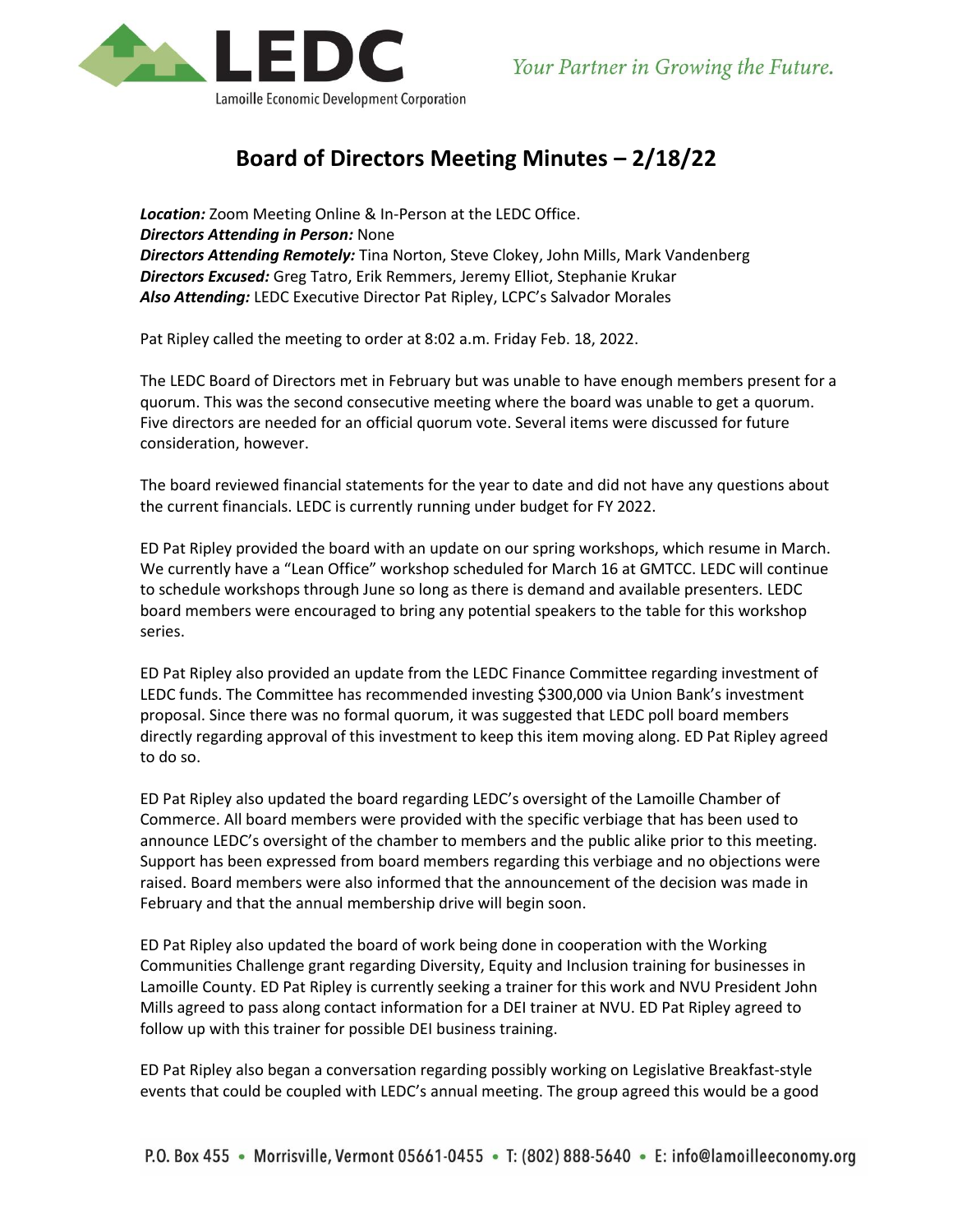# Board of Directors Meeting Minutes – 2/18/22

***Location:*** Zoom Meeting Online & In-Person at the LEDC Office.
***Directors Attending in Person:*** None
***Directors Attending Remotely:*** Tina Norton, Steve Clokey, John Mills, Mark Vandenberg
***Directors Excused:*** Greg Tatro, Erik Remmers, Jeremy Elliot, Stephanie Krukar
***Also Attending:*** LEDC Executive Director Pat Ripley, LCPC's Salvador Morales

Pat Ripley called the meeting to order at 8:02 a.m. Friday Feb. 18, 2022.

The LEDC Board of Directors met in February but was unable to have enough members present for a quorum. This was the second consecutive meeting where the board was unable to get a quorum. Five directors are needed for an official quorum vote. Several items were discussed for future consideration, however.

The board reviewed financial statements for the year to date and did not have any questions about the current financials. LEDC is currently running under budget for FY 2022.

ED Pat Ripley provided the board with an update on our spring workshops, which resume in March. We currently have a "Lean Office" workshop scheduled for March 16 at GMTCC. LEDC will continue to schedule workshops through June so long as there is demand and available presenters. LEDC board members were encouraged to bring any potential speakers to the table for this workshop series.

ED Pat Ripley also provided an update from the LEDC Finance Committee regarding investment of LEDC funds. The Committee has recommended investing $300,000 via Union Bank's investment proposal. Since there was no formal quorum, it was suggested that LEDC poll board members directly regarding approval of this investment to keep this item moving along. ED Pat Ripley agreed to do so.

ED Pat Ripley also updated the board regarding LEDC's oversight of the Lamoille Chamber of Commerce. All board members were provided with the specific verbiage that has been used to announce LEDC's oversight of the chamber to members and the public alike prior to this meeting. Support has been expressed from board members regarding this verbiage and no objections were raised. Board members were also informed that the announcement of the decision was made in February and that the annual membership drive will begin soon.

ED Pat Ripley also updated the board of work being done in cooperation with the Working Communities Challenge grant regarding Diversity, Equity and Inclusion training for businesses in Lamoille County. ED Pat Ripley is currently seeking a trainer for this work and NVU President John Mills agreed to pass along contact information for a DEI trainer at NVU. ED Pat Ripley agreed to follow up with this trainer for possible DEI business training.

ED Pat Ripley also began a conversation regarding possibly working on Legislative Breakfast-style events that could be coupled with LEDC's annual meeting. The group agreed this would be a good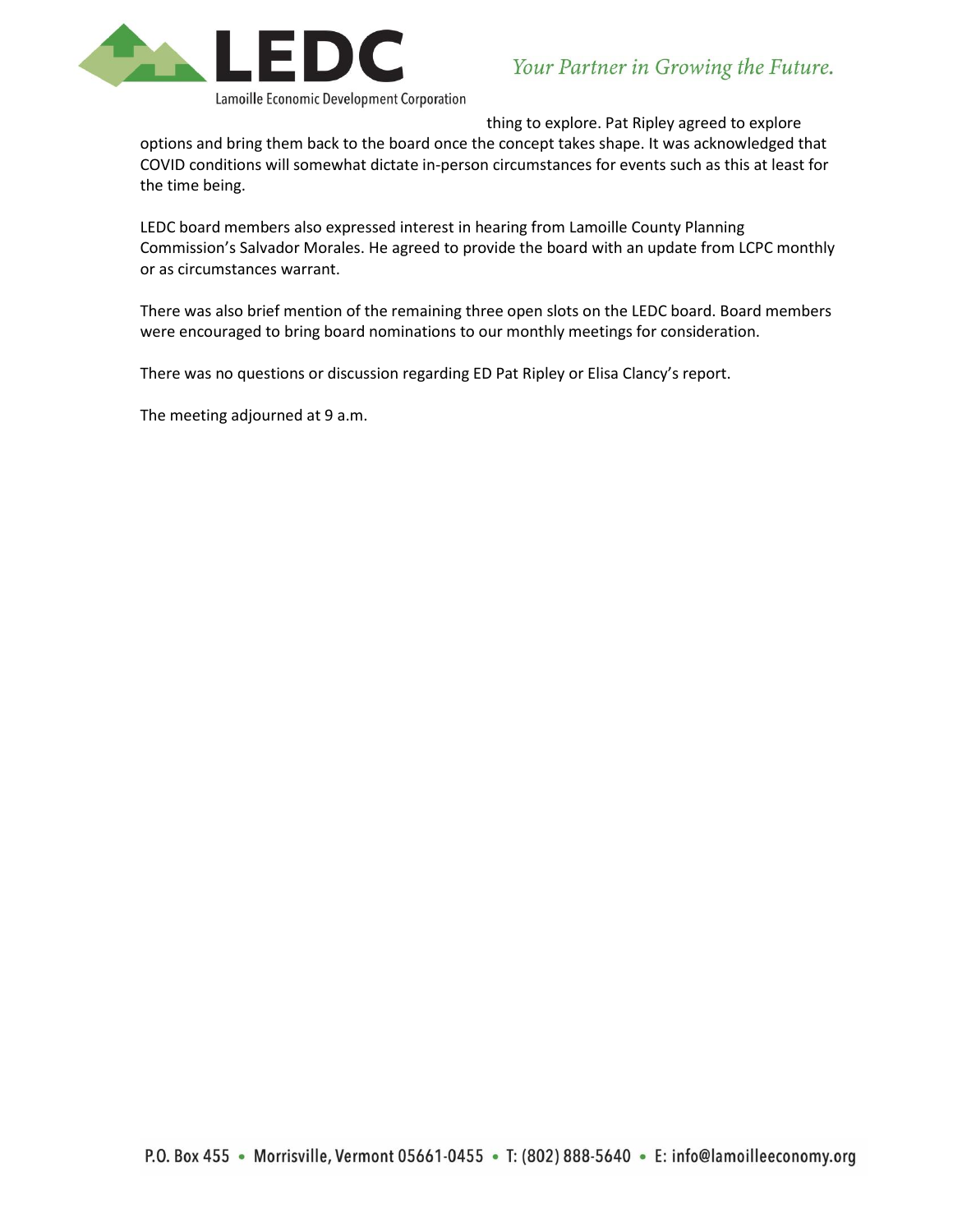thing to explore. Pat Ripley agreed to explore options and bring them back to the board once the concept takes shape. It was acknowledged that COVID conditions will somewhat dictate in-person circumstances for events such as this at least for the time being.

LEDC board members also expressed interest in hearing from Lamoille County Planning Commission's Salvador Morales. He agreed to provide the board with an update from LCPC monthly or as circumstances warrant.

There was also brief mention of the remaining three open slots on the LEDC board. Board members were encouraged to bring board nominations to our monthly meetings for consideration.

There was no questions or discussion regarding ED Pat Ripley or Elisa Clancy's report.

The meeting adjourned at 9 a.m.